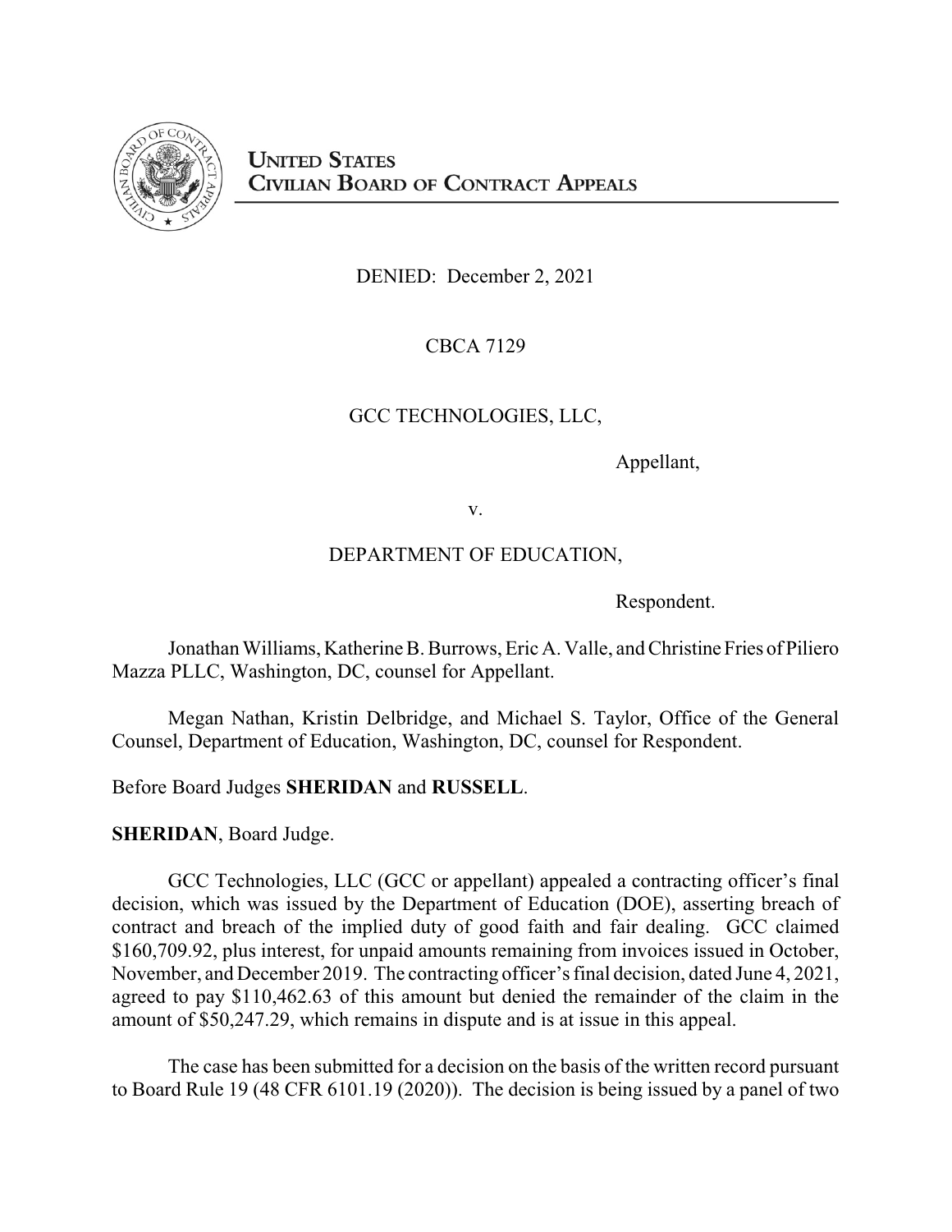# United States Civilian Board of Contract Appeals

DENIED: December 2, 2021

CBCA 7129

GCC TECHNOLOGIES, LLC,

Appellant,

v.

DEPARTMENT OF EDUCATION,

Respondent.

Jonathan Williams, Katherine B. Burrows, Eric A. Valle, and Christine Fries of Piliero Mazza PLLC, Washington, DC, counsel for Appellant.

Megan Nathan, Kristin Delbridge, and Michael S. Taylor, Office of the General Counsel, Department of Education, Washington, DC, counsel for Respondent.

Before Board Judges **SHERIDAN** and **RUSSELL**.

**SHERIDAN**, Board Judge.

GCC Technologies, LLC (GCC or appellant) appealed a contracting officer's final decision, which was issued by the Department of Education (DOE), asserting breach of contract and breach of the implied duty of good faith and fair dealing. GCC claimed $160,709.92, plus interest, for unpaid amounts remaining from invoices issued in October, November, and December 2019. The contracting officer's final decision, dated June 4, 2021, agreed to pay $110,462.63 of this amount but denied the remainder of the claim in the amount of $50,247.29, which remains in dispute and is at issue in this appeal.

The case has been submitted for a decision on the basis of the written record pursuant to Board Rule 19 (48 CFR 6101.19 (2020)). The decision is being issued by a panel of two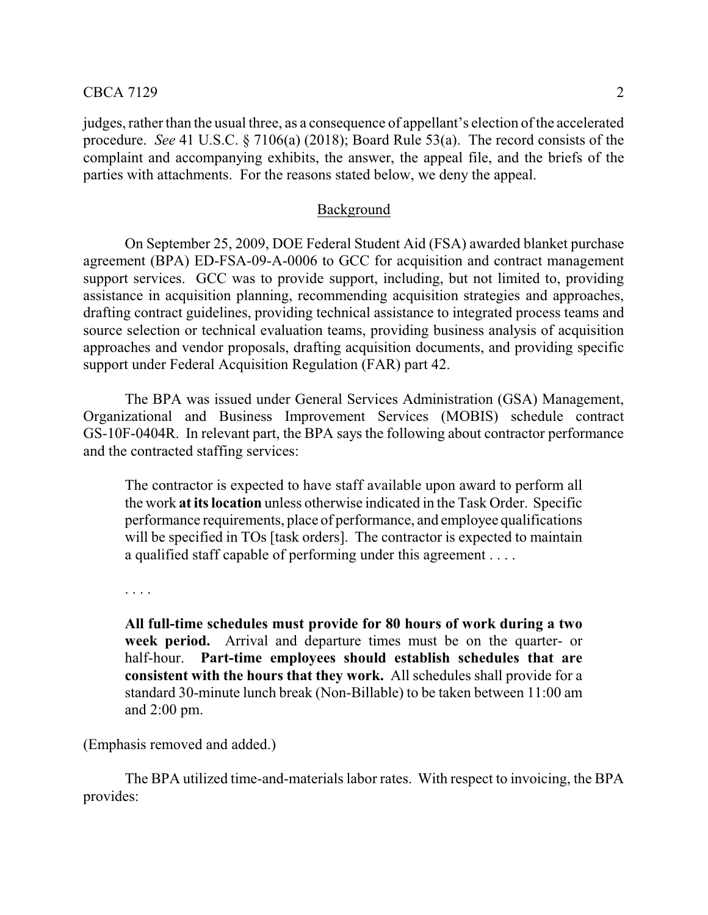judges, rather than the usual three, as a consequence of appellant's election of the accelerated procedure. *See* 41 U.S.C. § 7106(a) (2018); Board Rule 53(a). The record consists of the complaint and accompanying exhibits, the answer, the appeal file, and the briefs of the parties with attachments. For the reasons stated below, we deny the appeal.

## Background

On September 25, 2009, DOE Federal Student Aid (FSA) awarded blanket purchase agreement (BPA) ED-FSA-09-A-0006 to GCC for acquisition and contract management support services. GCC was to provide support, including, but not limited to, providing assistance in acquisition planning, recommending acquisition strategies and approaches, drafting contract guidelines, providing technical assistance to integrated process teams and source selection or technical evaluation teams, providing business analysis of acquisition approaches and vendor proposals, drafting acquisition documents, and providing specific support under Federal Acquisition Regulation (FAR) part 42.

The BPA was issued under General Services Administration (GSA) Management, Organizational and Business Improvement Services (MOBIS) schedule contract GS-10F-0404R. In relevant part, the BPA says the following about contractor performance and the contracted staffing services:

> The contractor is expected to have staff available upon award to perform all the work **at its location** unless otherwise indicated in the Task Order. Specific performance requirements, place of performance, and employee qualifications will be specified in TOs [task orders]. The contractor is expected to maintain a qualified staff capable of performing under this agreement . . . .
>
> . . . .
>
> **All full-time schedules must provide for 80 hours of work during a two week period.** Arrival and departure times must be on the quarter- or half-hour. **Part-time employees should establish schedules that are consistent with the hours that they work.** All schedules shall provide for a standard 30-minute lunch break (Non-Billable) to be taken between 11:00 am and 2:00 pm.

(Emphasis removed and added.)

The BPA utilized time-and-materials labor rates. With respect to invoicing, the BPA provides: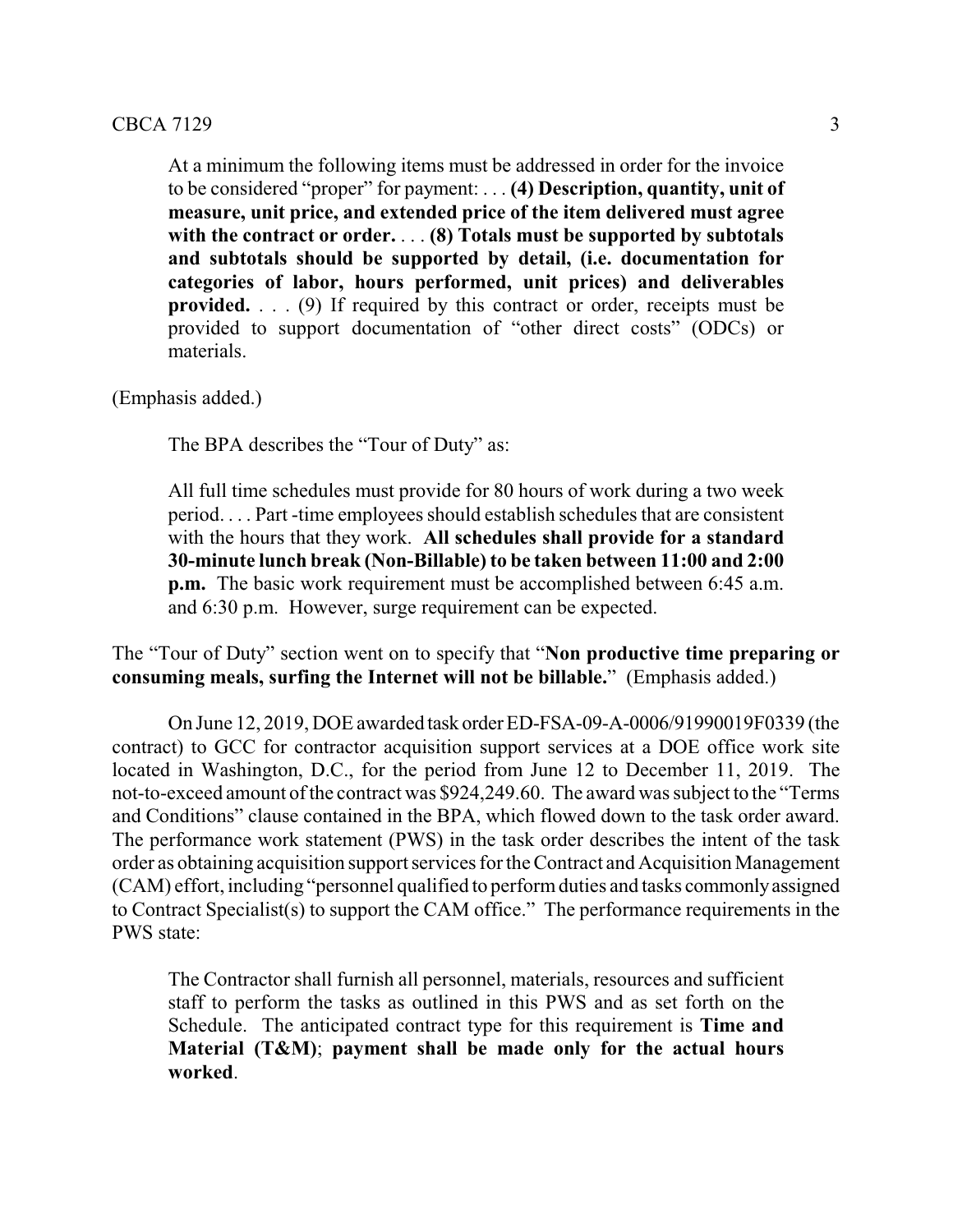> At a minimum the following items must be addressed in order for the invoice to be considered "proper" for payment: . . . **(4) Description, quantity, unit of measure, unit price, and extended price of the item delivered must agree with the contract or order.** . . . **(8) Totals must be supported by subtotals and subtotals should be supported by detail, (i.e. documentation for categories of labor, hours performed, unit prices) and deliverables provided.** . . . (9) If required by this contract or order, receipts must be provided to support documentation of "other direct costs" (ODCs) or materials.

(Emphasis added.)

The BPA describes the "Tour of Duty" as:

> All full time schedules must provide for 80 hours of work during a two week period. . . . Part -time employees should establish schedules that are consistent with the hours that they work. **All schedules shall provide for a standard 30-minute lunch break (Non-Billable) to be taken between 11:00 and 2:00 p.m.** The basic work requirement must be accomplished between 6:45 a.m. and 6:30 p.m. However, surge requirement can be expected.

The "Tour of Duty" section went on to specify that "**Non productive time preparing or consuming meals, surfing the Internet will not be billable.**" (Emphasis added.)

On June 12, 2019, DOE awarded task order ED-FSA-09-A-0006/91990019F0339 (the contract) to GCC for contractor acquisition support services at a DOE office work site located in Washington, D.C., for the period from June 12 to December 11, 2019. The not-to-exceed amount of the contract was $924,249.60. The award was subject to the "Terms and Conditions" clause contained in the BPA, which flowed down to the task order award. The performance work statement (PWS) in the task order describes the intent of the task order as obtaining acquisition support services for the Contract and Acquisition Management (CAM) effort, including "personnel qualified to perform duties and tasks commonly assigned to Contract Specialist(s) to support the CAM office." The performance requirements in the PWS state:

> The Contractor shall furnish all personnel, materials, resources and sufficient staff to perform the tasks as outlined in this PWS and as set forth on the Schedule. The anticipated contract type for this requirement is **Time and Material (T&M)**; **payment shall be made only for the actual hours worked**.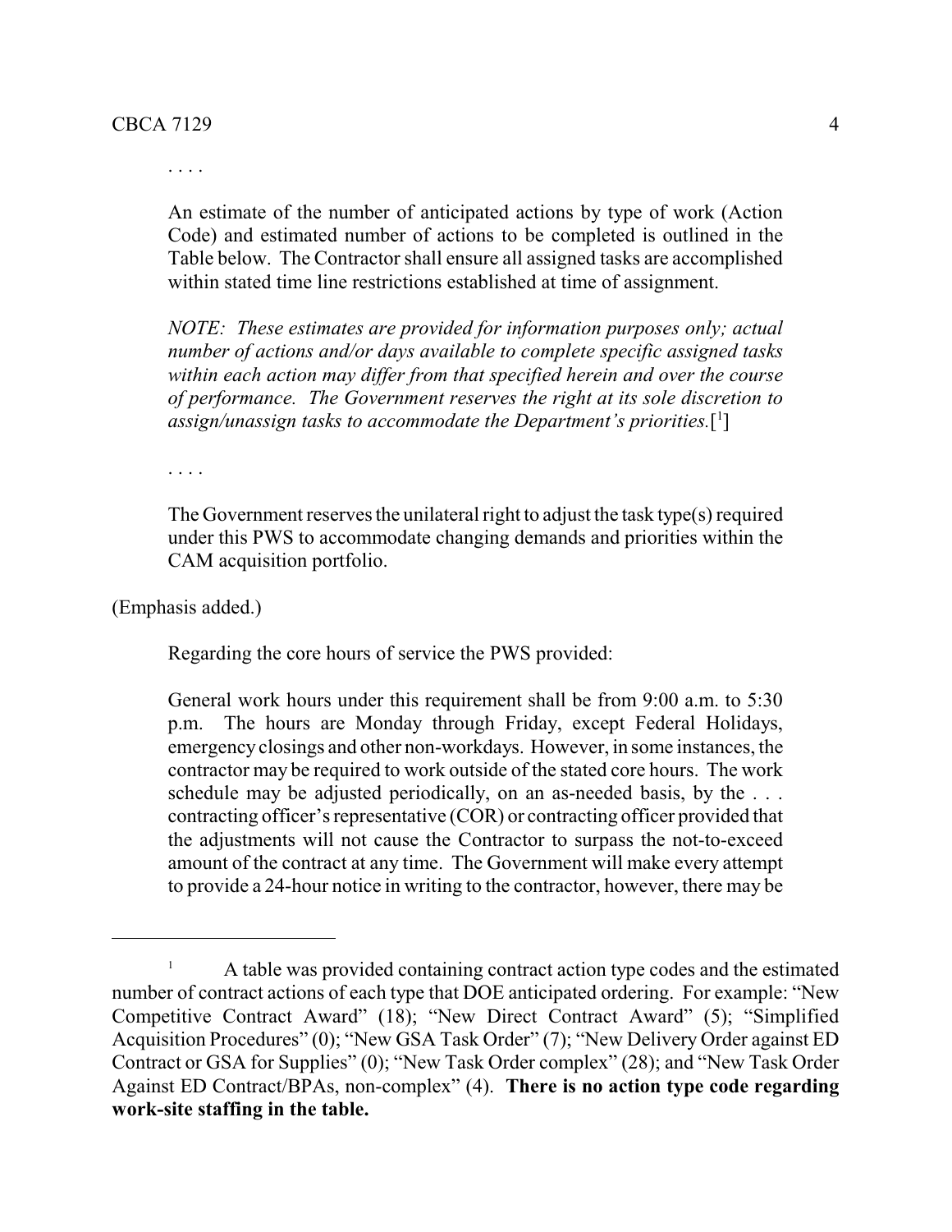. . . .

> An estimate of the number of anticipated actions by type of work (Action Code) and estimated number of actions to be completed is outlined in the Table below. The Contractor shall ensure all assigned tasks are accomplished within stated time line restrictions established at time of assignment.
>
> *NOTE: These estimates are provided for information purposes only; actual number of actions and/or days available to complete specific assigned tasks within each action may differ from that specified herein and over the course of performance. The Government reserves the right at its sole discretion to assign/unassign tasks to accommodate the Department's priorities.*[1]
>
> . . . .
>
> The Government reserves the unilateral right to adjust the task type(s) required under this PWS to accommodate changing demands and priorities within the CAM acquisition portfolio.

(Emphasis added.)

Regarding the core hours of service the PWS provided:

> General work hours under this requirement shall be from 9:00 a.m. to 5:30 p.m. The hours are Monday through Friday, except Federal Holidays, emergency closings and other non-workdays. However, in some instances, the contractor may be required to work outside of the stated core hours. The work schedule may be adjusted periodically, on an as-needed basis, by the . . . contracting officer's representative (COR) or contracting officer provided that the adjustments will not cause the Contractor to surpass the not-to-exceed amount of the contract at any time. The Government will make every attempt to provide a 24-hour notice in writing to the contractor, however, there may be

---

[1] A table was provided containing contract action type codes and the estimated number of contract actions of each type that DOE anticipated ordering. For example: "New Competitive Contract Award" (18); "New Direct Contract Award" (5); "Simplified Acquisition Procedures" (0); "New GSA Task Order" (7); "New Delivery Order against ED Contract or GSA for Supplies" (0); "New Task Order complex" (28); and "New Task Order Against ED Contract/BPAs, non-complex" (4). **There is no action type code regarding work-site staffing in the table.**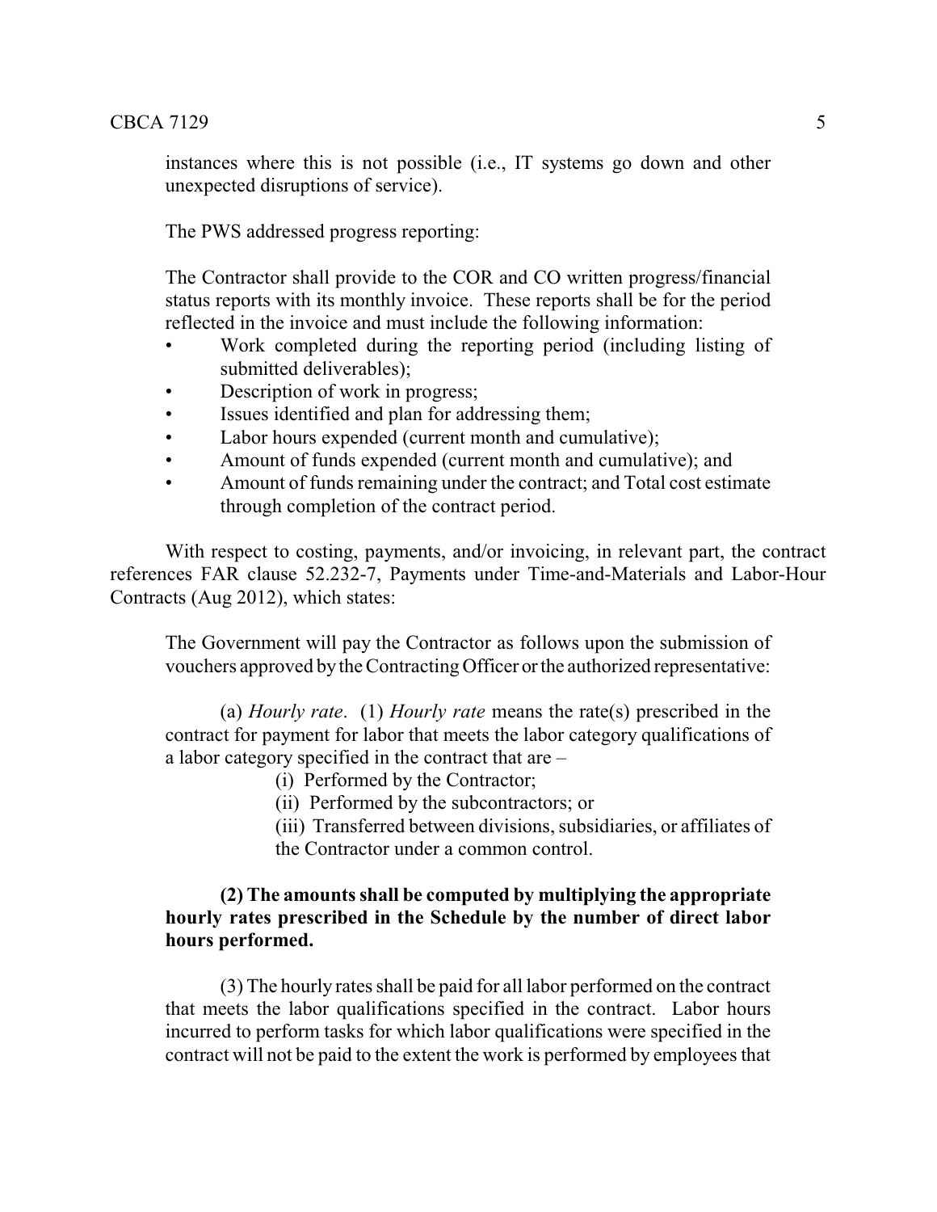instances where this is not possible (i.e., IT systems go down and other unexpected disruptions of service).

The PWS addressed progress reporting:

The Contractor shall provide to the COR and CO written progress/financial status reports with its monthly invoice. These reports shall be for the period reflected in the invoice and must include the following information:

- Work completed during the reporting period (including listing of submitted deliverables);
- Description of work in progress;
- Issues identified and plan for addressing them;
- Labor hours expended (current month and cumulative);
- Amount of funds expended (current month and cumulative); and
- Amount of funds remaining under the contract; and Total cost estimate through completion of the contract period.

With respect to costing, payments, and/or invoicing, in relevant part, the contract references FAR clause 52.232-7, Payments under Time-and-Materials and Labor-Hour Contracts (Aug 2012), which states:

The Government will pay the Contractor as follows upon the submission of vouchers approved by the Contracting Officer or the authorized representative:

(a) *Hourly rate*. (1) *Hourly rate* means the rate(s) prescribed in the contract for payment for labor that meets the labor category qualifications of a labor category specified in the contract that are –

(i) Performed by the Contractor;

(ii) Performed by the subcontractors; or

(iii) Transferred between divisions, subsidiaries, or affiliates of the Contractor under a common control.

**(2) The amounts shall be computed by multiplying the appropriate hourly rates prescribed in the Schedule by the number of direct labor hours performed.**

(3) The hourly rates shall be paid for all labor performed on the contract that meets the labor qualifications specified in the contract. Labor hours incurred to perform tasks for which labor qualifications were specified in the contract will not be paid to the extent the work is performed by employees that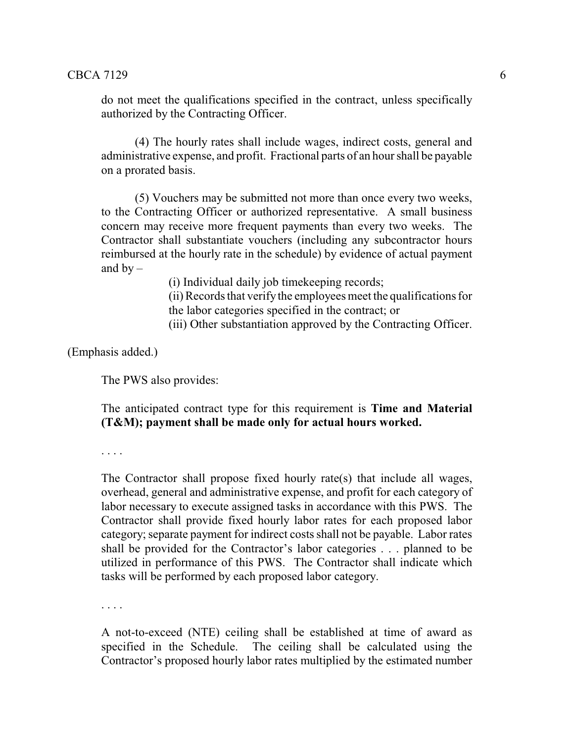do not meet the qualifications specified in the contract, unless specifically authorized by the Contracting Officer.

> (4) The hourly rates shall include wages, indirect costs, general and administrative expense, and profit. Fractional parts of an hour shall be payable on a prorated basis.
>
> (5) Vouchers may be submitted not more than once every two weeks, to the Contracting Officer or authorized representative. A small business concern may receive more frequent payments than every two weeks. The Contractor shall substantiate vouchers (including any subcontractor hours reimbursed at the hourly rate in the schedule) by evidence of actual payment and by –
>
> (i) Individual daily job timekeeping records;
> (ii) Records that verify the employees meet the qualifications for the labor categories specified in the contract; or
> (iii) Other substantiation approved by the Contracting Officer.

(Emphasis added.)

The PWS also provides:

> The anticipated contract type for this requirement is **Time and Material (T&M); payment shall be made only for actual hours worked.**
>
> . . . .
>
> The Contractor shall propose fixed hourly rate(s) that include all wages, overhead, general and administrative expense, and profit for each category of labor necessary to execute assigned tasks in accordance with this PWS. The Contractor shall provide fixed hourly labor rates for each proposed labor category; separate payment for indirect costs shall not be payable. Labor rates shall be provided for the Contractor's labor categories . . . planned to be utilized in performance of this PWS. The Contractor shall indicate which tasks will be performed by each proposed labor category.
>
> . . . .
>
> A not-to-exceed (NTE) ceiling shall be established at time of award as specified in the Schedule. The ceiling shall be calculated using the Contractor's proposed hourly labor rates multiplied by the estimated number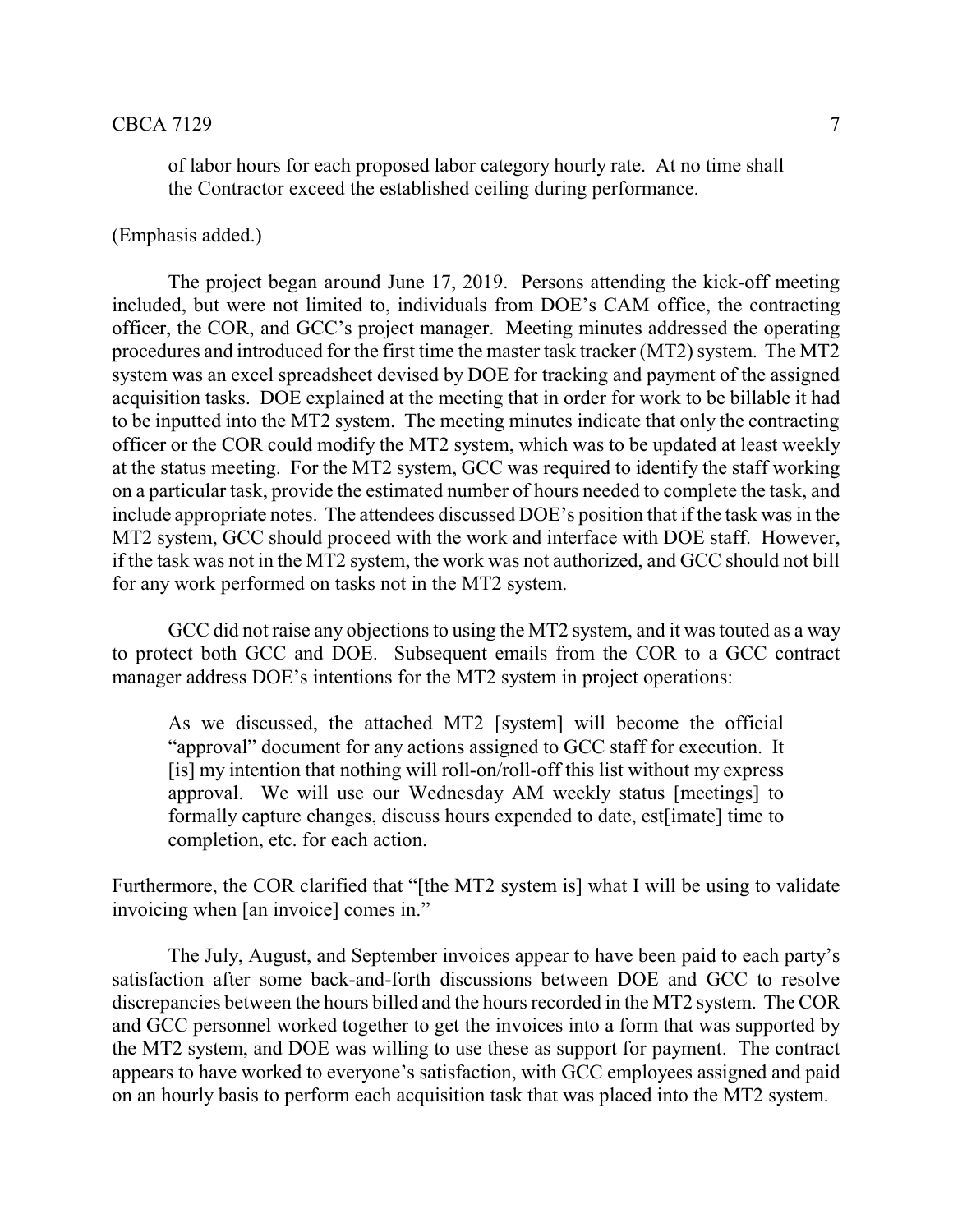> of labor hours for each proposed labor category hourly rate. At no time shall the Contractor exceed the established ceiling during performance.

(Emphasis added.)

The project began around June 17, 2019. Persons attending the kick-off meeting included, but were not limited to, individuals from DOE's CAM office, the contracting officer, the COR, and GCC's project manager. Meeting minutes addressed the operating procedures and introduced for the first time the master task tracker (MT2) system. The MT2 system was an excel spreadsheet devised by DOE for tracking and payment of the assigned acquisition tasks. DOE explained at the meeting that in order for work to be billable it had to be inputted into the MT2 system. The meeting minutes indicate that only the contracting officer or the COR could modify the MT2 system, which was to be updated at least weekly at the status meeting. For the MT2 system, GCC was required to identify the staff working on a particular task, provide the estimated number of hours needed to complete the task, and include appropriate notes. The attendees discussed DOE's position that if the task was in the MT2 system, GCC should proceed with the work and interface with DOE staff. However, if the task was not in the MT2 system, the work was not authorized, and GCC should not bill for any work performed on tasks not in the MT2 system.

GCC did not raise any objections to using the MT2 system, and it was touted as a way to protect both GCC and DOE. Subsequent emails from the COR to a GCC contract manager address DOE's intentions for the MT2 system in project operations:

> As we discussed, the attached MT2 [system] will become the official "approval" document for any actions assigned to GCC staff for execution. It [is] my intention that nothing will roll-on/roll-off this list without my express approval. We will use our Wednesday AM weekly status [meetings] to formally capture changes, discuss hours expended to date, est[imate] time to completion, etc. for each action.

Furthermore, the COR clarified that "[the MT2 system is] what I will be using to validate invoicing when [an invoice] comes in."

The July, August, and September invoices appear to have been paid to each party's satisfaction after some back-and-forth discussions between DOE and GCC to resolve discrepancies between the hours billed and the hours recorded in the MT2 system. The COR and GCC personnel worked together to get the invoices into a form that was supported by the MT2 system, and DOE was willing to use these as support for payment. The contract appears to have worked to everyone's satisfaction, with GCC employees assigned and paid on an hourly basis to perform each acquisition task that was placed into the MT2 system.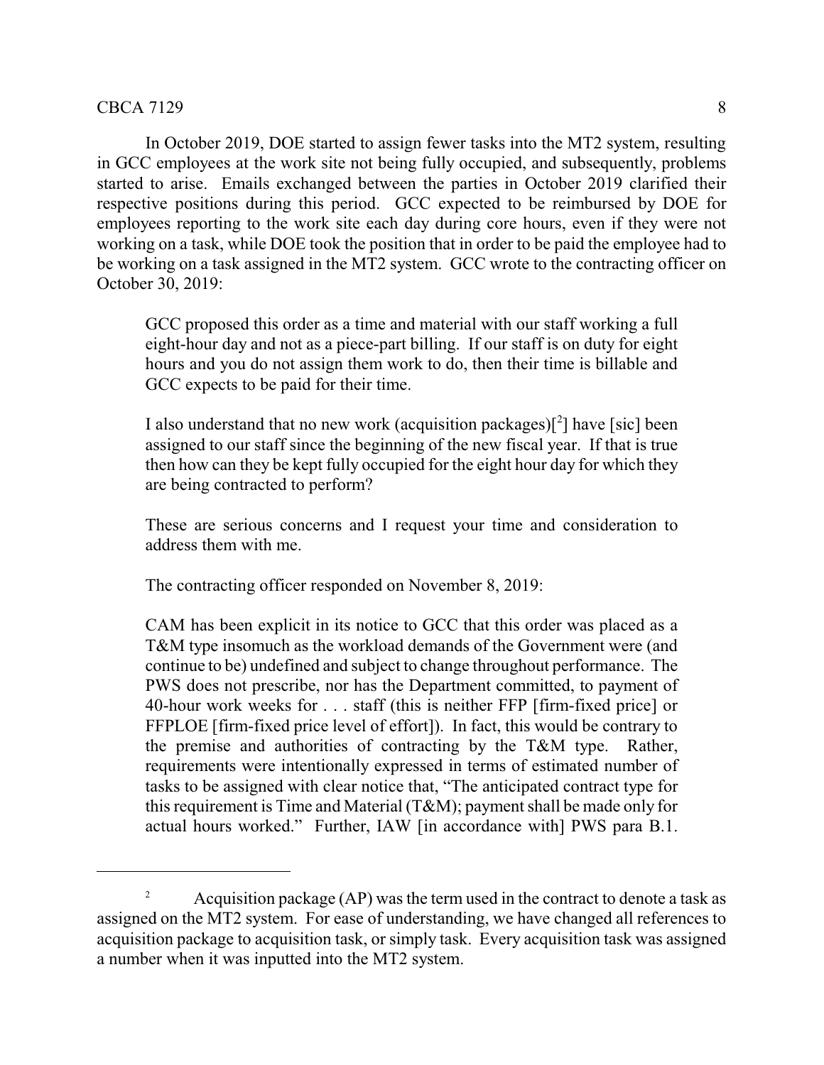In October 2019, DOE started to assign fewer tasks into the MT2 system, resulting in GCC employees at the work site not being fully occupied, and subsequently, problems started to arise. Emails exchanged between the parties in October 2019 clarified their respective positions during this period. GCC expected to be reimbursed by DOE for employees reporting to the work site each day during core hours, even if they were not working on a task, while DOE took the position that in order to be paid the employee had to be working on a task assigned in the MT2 system. GCC wrote to the contracting officer on October 30, 2019:

> GCC proposed this order as a time and material with our staff working a full eight-hour day and not as a piece-part billing. If our staff is on duty for eight hours and you do not assign them work to do, then their time is billable and GCC expects to be paid for their time.
>
> I also understand that no new work (acquisition packages)[2] have [sic] been assigned to our staff since the beginning of the new fiscal year. If that is true then how can they be kept fully occupied for the eight hour day for which they are being contracted to perform?
>
> These are serious concerns and I request your time and consideration to address them with me.

The contracting officer responded on November 8, 2019:

> CAM has been explicit in its notice to GCC that this order was placed as a T&M type insomuch as the workload demands of the Government were (and continue to be) undefined and subject to change throughout performance. The PWS does not prescribe, nor has the Department committed, to payment of 40-hour work weeks for . . . staff (this is neither FFP [firm-fixed price] or FFPLOE [firm-fixed price level of effort]). In fact, this would be contrary to the premise and authorities of contracting by the T&M type. Rather, requirements were intentionally expressed in terms of estimated number of tasks to be assigned with clear notice that, "The anticipated contract type for this requirement is Time and Material (T&M); payment shall be made only for actual hours worked." Further, IAW [in accordance with] PWS para B.1.

---

[2] Acquisition package (AP) was the term used in the contract to denote a task as assigned on the MT2 system. For ease of understanding, we have changed all references to acquisition package to acquisition task, or simply task. Every acquisition task was assigned a number when it was inputted into the MT2 system.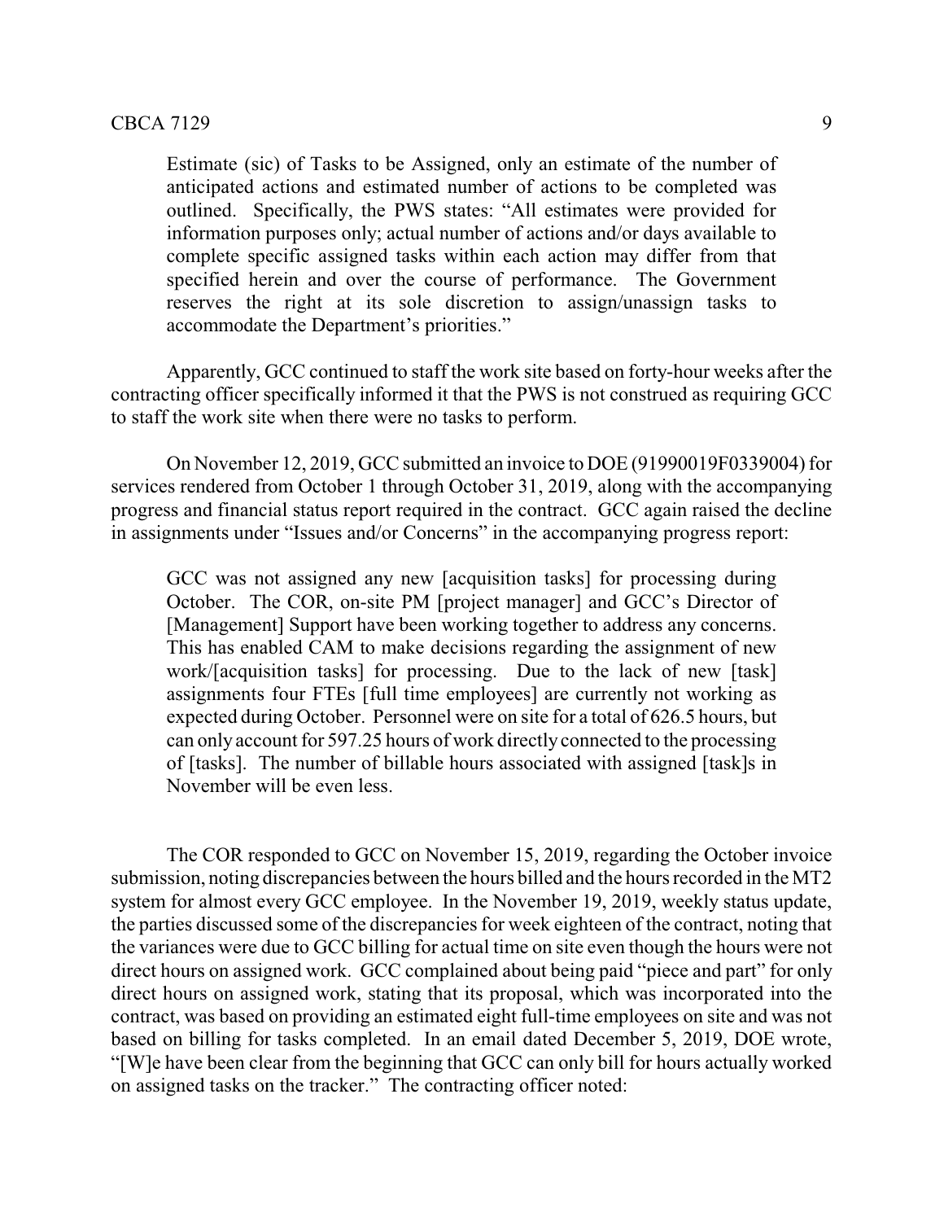> Estimate (sic) of Tasks to be Assigned, only an estimate of the number of anticipated actions and estimated number of actions to be completed was outlined. Specifically, the PWS states: "All estimates were provided for information purposes only; actual number of actions and/or days available to complete specific assigned tasks within each action may differ from that specified herein and over the course of performance. The Government reserves the right at its sole discretion to assign/unassign tasks to accommodate the Department's priorities."

Apparently, GCC continued to staff the work site based on forty-hour weeks after the contracting officer specifically informed it that the PWS is not construed as requiring GCC to staff the work site when there were no tasks to perform.

On November 12, 2019, GCC submitted an invoice to DOE (91990019F0339004) for services rendered from October 1 through October 31, 2019, along with the accompanying progress and financial status report required in the contract. GCC again raised the decline in assignments under "Issues and/or Concerns" in the accompanying progress report:

> GCC was not assigned any new [acquisition tasks] for processing during October. The COR, on-site PM [project manager] and GCC's Director of [Management] Support have been working together to address any concerns. This has enabled CAM to make decisions regarding the assignment of new work/[acquisition tasks] for processing. Due to the lack of new [task] assignments four FTEs [full time employees] are currently not working as expected during October. Personnel were on site for a total of 626.5 hours, but can only account for 597.25 hours of work directly connected to the processing of [tasks]. The number of billable hours associated with assigned [task]s in November will be even less.

The COR responded to GCC on November 15, 2019, regarding the October invoice submission, noting discrepancies between the hours billed and the hours recorded in the MT2 system for almost every GCC employee. In the November 19, 2019, weekly status update, the parties discussed some of the discrepancies for week eighteen of the contract, noting that the variances were due to GCC billing for actual time on site even though the hours were not direct hours on assigned work. GCC complained about being paid "piece and part" for only direct hours on assigned work, stating that its proposal, which was incorporated into the contract, was based on providing an estimated eight full-time employees on site and was not based on billing for tasks completed. In an email dated December 5, 2019, DOE wrote, "[W]e have been clear from the beginning that GCC can only bill for hours actually worked on assigned tasks on the tracker." The contracting officer noted: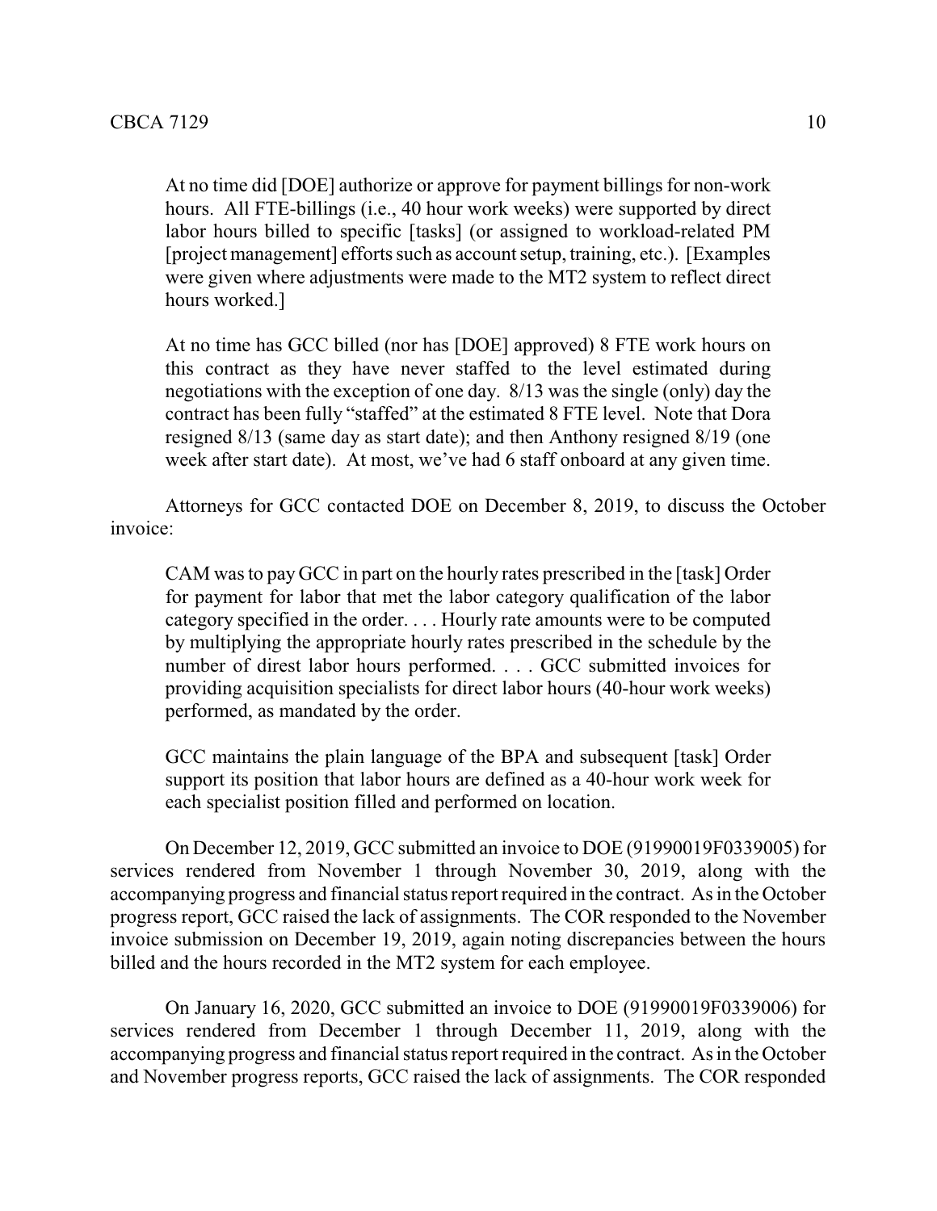> At no time did [DOE] authorize or approve for payment billings for non-work hours. All FTE-billings (i.e., 40 hour work weeks) were supported by direct labor hours billed to specific [tasks] (or assigned to workload-related PM [project management] efforts such as account setup, training, etc.). [Examples were given where adjustments were made to the MT2 system to reflect direct hours worked.]
>
> At no time has GCC billed (nor has [DOE] approved) 8 FTE work hours on this contract as they have never staffed to the level estimated during negotiations with the exception of one day. 8/13 was the single (only) day the contract has been fully "staffed" at the estimated 8 FTE level. Note that Dora resigned 8/13 (same day as start date); and then Anthony resigned 8/19 (one week after start date). At most, we've had 6 staff onboard at any given time.

Attorneys for GCC contacted DOE on December 8, 2019, to discuss the October invoice:

> CAM was to pay GCC in part on the hourly rates prescribed in the [task] Order for payment for labor that met the labor category qualification of the labor category specified in the order. . . . Hourly rate amounts were to be computed by multiplying the appropriate hourly rates prescribed in the schedule by the number of direst labor hours performed. . . . GCC submitted invoices for providing acquisition specialists for direct labor hours (40-hour work weeks) performed, as mandated by the order.
>
> GCC maintains the plain language of the BPA and subsequent [task] Order support its position that labor hours are defined as a 40-hour work week for each specialist position filled and performed on location.

On December 12, 2019, GCC submitted an invoice to DOE (91990019F0339005) for services rendered from November 1 through November 30, 2019, along with the accompanying progress and financial status report required in the contract. As in the October progress report, GCC raised the lack of assignments. The COR responded to the November invoice submission on December 19, 2019, again noting discrepancies between the hours billed and the hours recorded in the MT2 system for each employee.

On January 16, 2020, GCC submitted an invoice to DOE (91990019F0339006) for services rendered from December 1 through December 11, 2019, along with the accompanying progress and financial status report required in the contract. As in the October and November progress reports, GCC raised the lack of assignments. The COR responded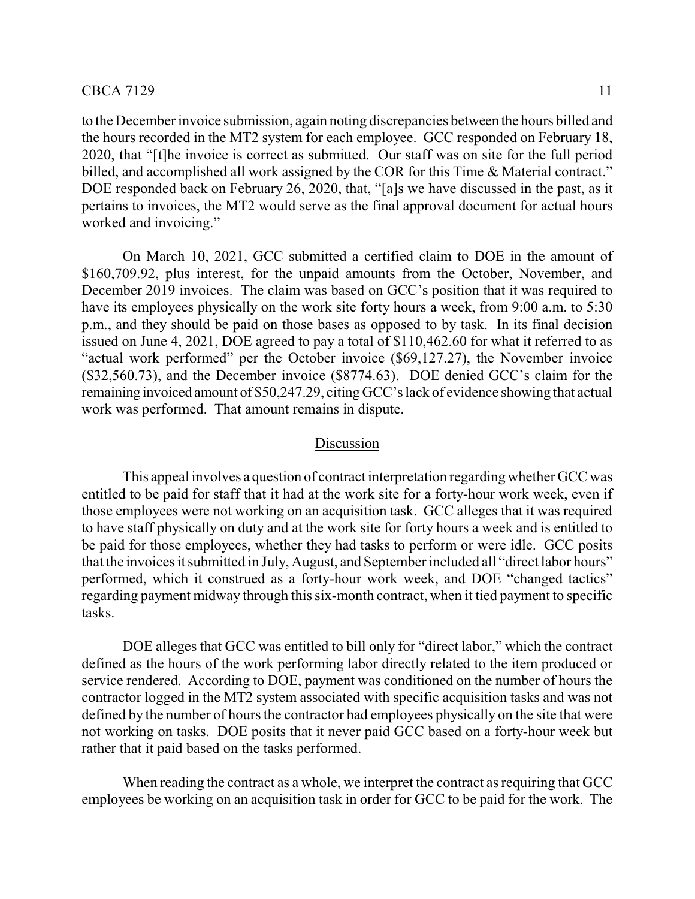to the December invoice submission, again noting discrepancies between the hours billed and the hours recorded in the MT2 system for each employee. GCC responded on February 18, 2020, that "[t]he invoice is correct as submitted. Our staff was on site for the full period billed, and accomplished all work assigned by the COR for this Time & Material contract." DOE responded back on February 26, 2020, that, "[a]s we have discussed in the past, as it pertains to invoices, the MT2 would serve as the final approval document for actual hours worked and invoicing."

On March 10, 2021, GCC submitted a certified claim to DOE in the amount of $160,709.92, plus interest, for the unpaid amounts from the October, November, and December 2019 invoices. The claim was based on GCC's position that it was required to have its employees physically on the work site forty hours a week, from 9:00 a.m. to 5:30 p.m., and they should be paid on those bases as opposed to by task. In its final decision issued on June 4, 2021, DOE agreed to pay a total of $110,462.60 for what it referred to as "actual work performed" per the October invoice ($69,127.27), the November invoice ($32,560.73), and the December invoice ($8774.63). DOE denied GCC's claim for the remaining invoiced amount of $50,247.29, citing GCC's lack of evidence showing that actual work was performed. That amount remains in dispute.

## Discussion

This appeal involves a question of contract interpretation regarding whether GCC was entitled to be paid for staff that it had at the work site for a forty-hour work week, even if those employees were not working on an acquisition task. GCC alleges that it was required to have staff physically on duty and at the work site for forty hours a week and is entitled to be paid for those employees, whether they had tasks to perform or were idle. GCC posits that the invoices it submitted in July, August, and September included all "direct labor hours" performed, which it construed as a forty-hour work week, and DOE "changed tactics" regarding payment midway through this six-month contract, when it tied payment to specific tasks.

DOE alleges that GCC was entitled to bill only for "direct labor," which the contract defined as the hours of the work performing labor directly related to the item produced or service rendered. According to DOE, payment was conditioned on the number of hours the contractor logged in the MT2 system associated with specific acquisition tasks and was not defined by the number of hours the contractor had employees physically on the site that were not working on tasks. DOE posits that it never paid GCC based on a forty-hour week but rather that it paid based on the tasks performed.

When reading the contract as a whole, we interpret the contract as requiring that GCC employees be working on an acquisition task in order for GCC to be paid for the work. The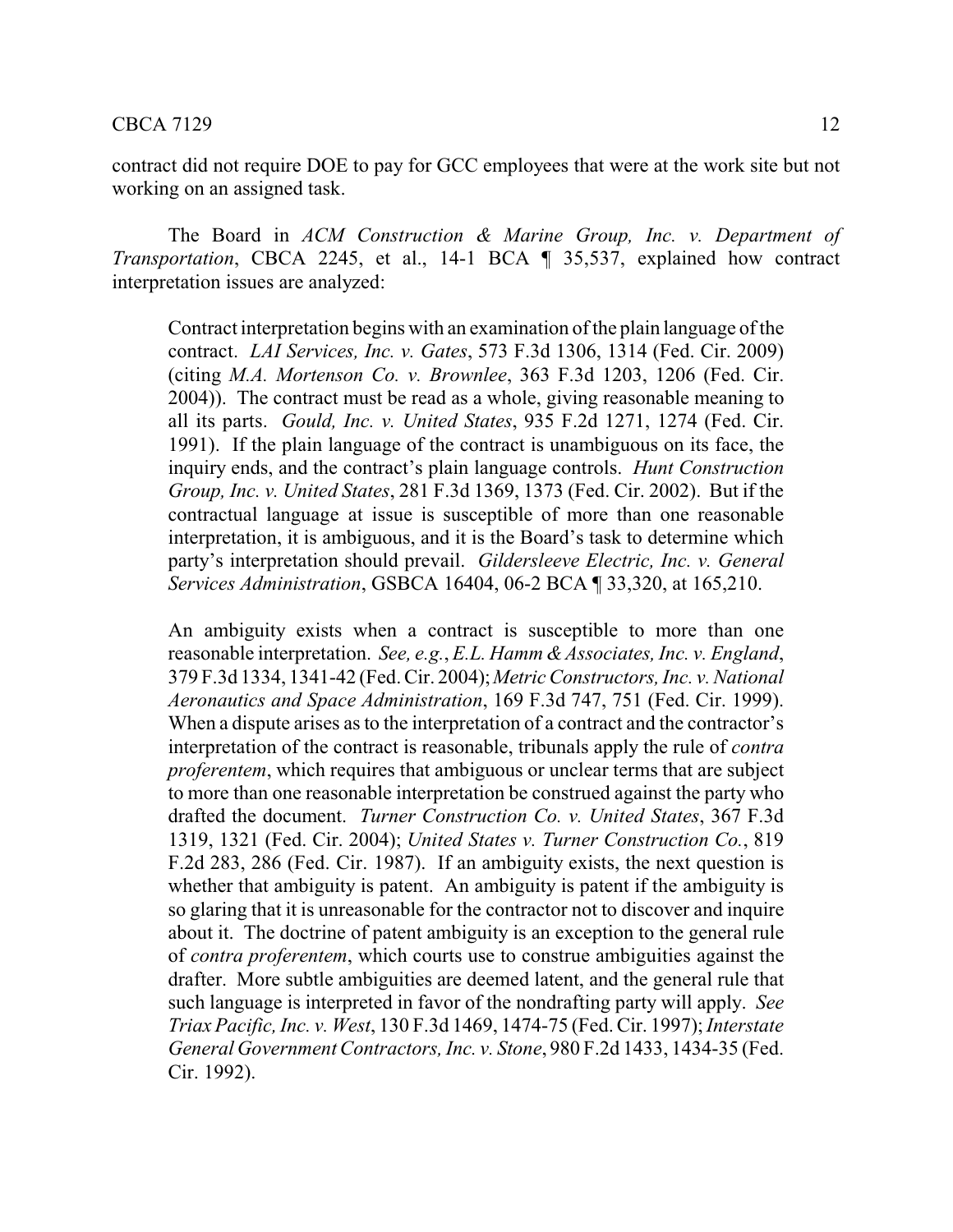contract did not require DOE to pay for GCC employees that were at the work site but not working on an assigned task.

The Board in *ACM Construction & Marine Group, Inc. v. Department of Transportation*, CBCA 2245, et al., 14-1 BCA ¶ 35,537, explained how contract interpretation issues are analyzed:

> Contract interpretation begins with an examination of the plain language of the contract. *LAI Services, Inc. v. Gates*, 573 F.3d 1306, 1314 (Fed. Cir. 2009) (citing *M.A. Mortenson Co. v. Brownlee*, 363 F.3d 1203, 1206 (Fed. Cir. 2004)). The contract must be read as a whole, giving reasonable meaning to all its parts. *Gould, Inc. v. United States*, 935 F.2d 1271, 1274 (Fed. Cir. 1991). If the plain language of the contract is unambiguous on its face, the inquiry ends, and the contract's plain language controls. *Hunt Construction Group, Inc. v. United States*, 281 F.3d 1369, 1373 (Fed. Cir. 2002). But if the contractual language at issue is susceptible of more than one reasonable interpretation, it is ambiguous, and it is the Board's task to determine which party's interpretation should prevail. *Gildersleeve Electric, Inc. v. General Services Administration*, GSBCA 16404, 06-2 BCA ¶ 33,320, at 165,210.
>
> An ambiguity exists when a contract is susceptible to more than one reasonable interpretation. *See, e.g.*, *E.L. Hamm & Associates, Inc. v. England*, 379 F.3d 1334, 1341-42 (Fed. Cir. 2004); *Metric Constructors, Inc. v. National Aeronautics and Space Administration*, 169 F.3d 747, 751 (Fed. Cir. 1999). When a dispute arises as to the interpretation of a contract and the contractor's interpretation of the contract is reasonable, tribunals apply the rule of *contra proferentem*, which requires that ambiguous or unclear terms that are subject to more than one reasonable interpretation be construed against the party who drafted the document. *Turner Construction Co. v. United States*, 367 F.3d 1319, 1321 (Fed. Cir. 2004); *United States v. Turner Construction Co.*, 819 F.2d 283, 286 (Fed. Cir. 1987). If an ambiguity exists, the next question is whether that ambiguity is patent. An ambiguity is patent if the ambiguity is so glaring that it is unreasonable for the contractor not to discover and inquire about it. The doctrine of patent ambiguity is an exception to the general rule of *contra proferentem*, which courts use to construe ambiguities against the drafter. More subtle ambiguities are deemed latent, and the general rule that such language is interpreted in favor of the nondrafting party will apply. *See Triax Pacific, Inc. v. West*, 130 F.3d 1469, 1474-75 (Fed. Cir. 1997); *Interstate General Government Contractors, Inc. v. Stone*, 980 F.2d 1433, 1434-35 (Fed. Cir. 1992).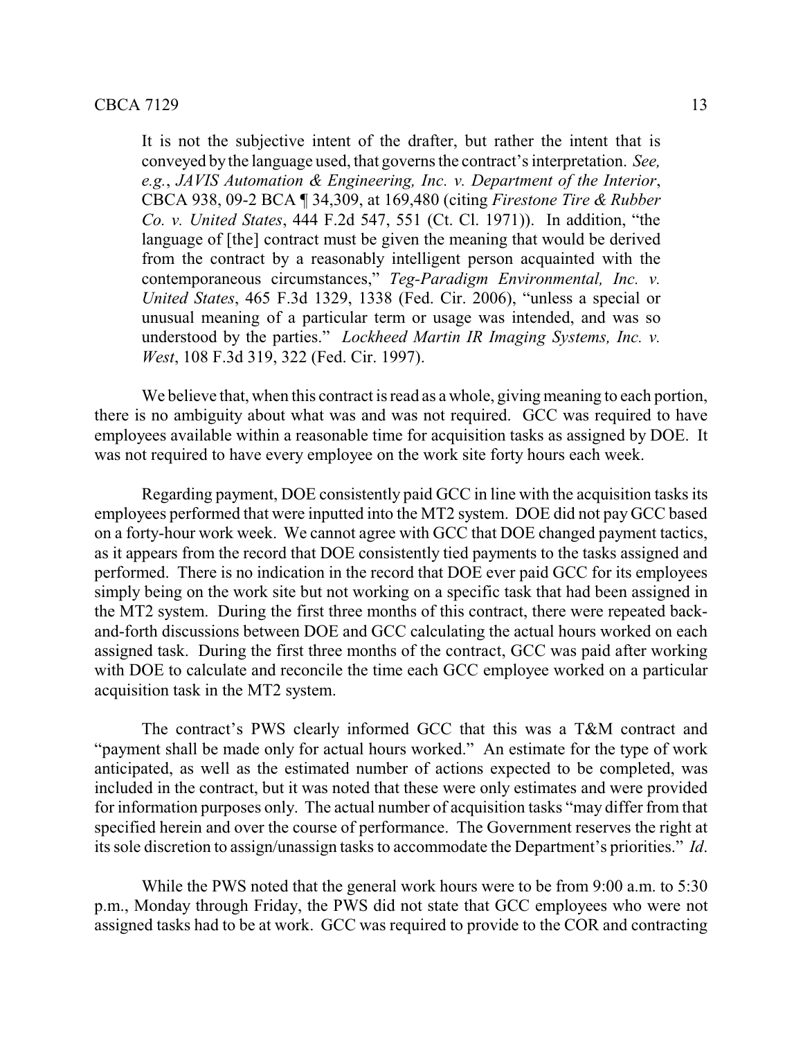> It is not the subjective intent of the drafter, but rather the intent that is conveyed by the language used, that governs the contract's interpretation. *See, e.g.*, *JAVIS Automation & Engineering, Inc. v. Department of the Interior*, CBCA 938, 09-2 BCA ¶ 34,309, at 169,480 (citing *Firestone Tire & Rubber Co. v. United States*, 444 F.2d 547, 551 (Ct. Cl. 1971)). In addition, "the language of [the] contract must be given the meaning that would be derived from the contract by a reasonably intelligent person acquainted with the contemporaneous circumstances," *Teg-Paradigm Environmental, Inc. v. United States*, 465 F.3d 1329, 1338 (Fed. Cir. 2006), "unless a special or unusual meaning of a particular term or usage was intended, and was so understood by the parties." *Lockheed Martin IR Imaging Systems, Inc. v. West*, 108 F.3d 319, 322 (Fed. Cir. 1997).

We believe that, when this contract is read as a whole, giving meaning to each portion, there is no ambiguity about what was and was not required. GCC was required to have employees available within a reasonable time for acquisition tasks as assigned by DOE. It was not required to have every employee on the work site forty hours each week.

Regarding payment, DOE consistently paid GCC in line with the acquisition tasks its employees performed that were inputted into the MT2 system. DOE did not pay GCC based on a forty-hour work week. We cannot agree with GCC that DOE changed payment tactics, as it appears from the record that DOE consistently tied payments to the tasks assigned and performed. There is no indication in the record that DOE ever paid GCC for its employees simply being on the work site but not working on a specific task that had been assigned in the MT2 system. During the first three months of this contract, there were repeated back-and-forth discussions between DOE and GCC calculating the actual hours worked on each assigned task. During the first three months of the contract, GCC was paid after working with DOE to calculate and reconcile the time each GCC employee worked on a particular acquisition task in the MT2 system.

The contract's PWS clearly informed GCC that this was a T&M contract and "payment shall be made only for actual hours worked." An estimate for the type of work anticipated, as well as the estimated number of actions expected to be completed, was included in the contract, but it was noted that these were only estimates and were provided for information purposes only. The actual number of acquisition tasks "may differ from that specified herein and over the course of performance. The Government reserves the right at its sole discretion to assign/unassign tasks to accommodate the Department's priorities." *Id*.

While the PWS noted that the general work hours were to be from 9:00 a.m. to 5:30 p.m., Monday through Friday, the PWS did not state that GCC employees who were not assigned tasks had to be at work. GCC was required to provide to the COR and contracting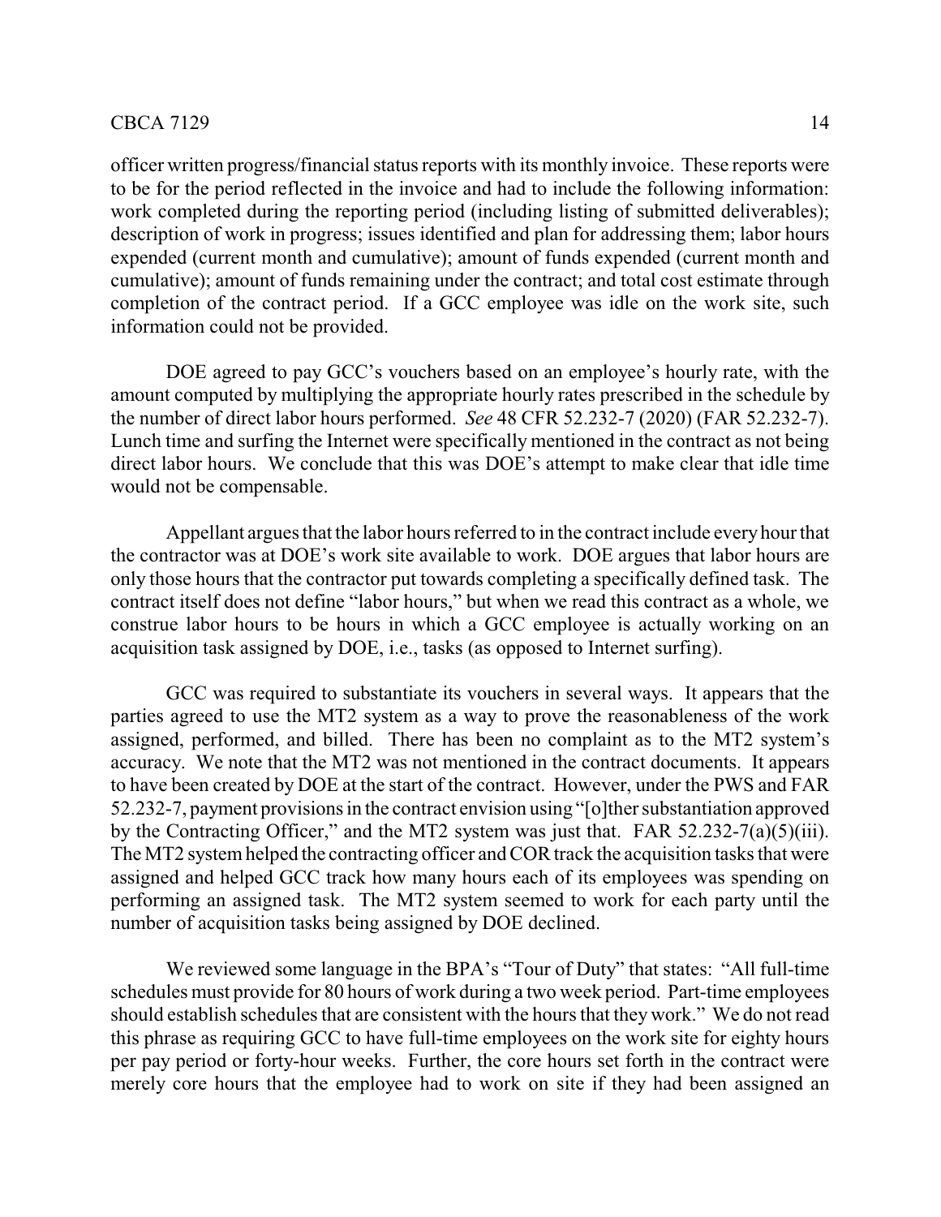officer written progress/financial status reports with its monthly invoice. These reports were to be for the period reflected in the invoice and had to include the following information: work completed during the reporting period (including listing of submitted deliverables); description of work in progress; issues identified and plan for addressing them; labor hours expended (current month and cumulative); amount of funds expended (current month and cumulative); amount of funds remaining under the contract; and total cost estimate through completion of the contract period. If a GCC employee was idle on the work site, such information could not be provided.

DOE agreed to pay GCC's vouchers based on an employee's hourly rate, with the amount computed by multiplying the appropriate hourly rates prescribed in the schedule by the number of direct labor hours performed. *See* 48 CFR 52.232-7 (2020) (FAR 52.232-7). Lunch time and surfing the Internet were specifically mentioned in the contract as not being direct labor hours. We conclude that this was DOE's attempt to make clear that idle time would not be compensable.

Appellant argues that the labor hours referred to in the contract include every hour that the contractor was at DOE's work site available to work. DOE argues that labor hours are only those hours that the contractor put towards completing a specifically defined task. The contract itself does not define "labor hours," but when we read this contract as a whole, we construe labor hours to be hours in which a GCC employee is actually working on an acquisition task assigned by DOE, i.e., tasks (as opposed to Internet surfing).

GCC was required to substantiate its vouchers in several ways. It appears that the parties agreed to use the MT2 system as a way to prove the reasonableness of the work assigned, performed, and billed. There has been no complaint as to the MT2 system's accuracy. We note that the MT2 was not mentioned in the contract documents. It appears to have been created by DOE at the start of the contract. However, under the PWS and FAR 52.232-7, payment provisions in the contract envision using "[o]ther substantiation approved by the Contracting Officer," and the MT2 system was just that. FAR 52.232-7(a)(5)(iii). The MT2 system helped the contracting officer and COR track the acquisition tasks that were assigned and helped GCC track how many hours each of its employees was spending on performing an assigned task. The MT2 system seemed to work for each party until the number of acquisition tasks being assigned by DOE declined.

We reviewed some language in the BPA's "Tour of Duty" that states: "All full-time schedules must provide for 80 hours of work during a two week period. Part-time employees should establish schedules that are consistent with the hours that they work." We do not read this phrase as requiring GCC to have full-time employees on the work site for eighty hours per pay period or forty-hour weeks. Further, the core hours set forth in the contract were merely core hours that the employee had to work on site if they had been assigned an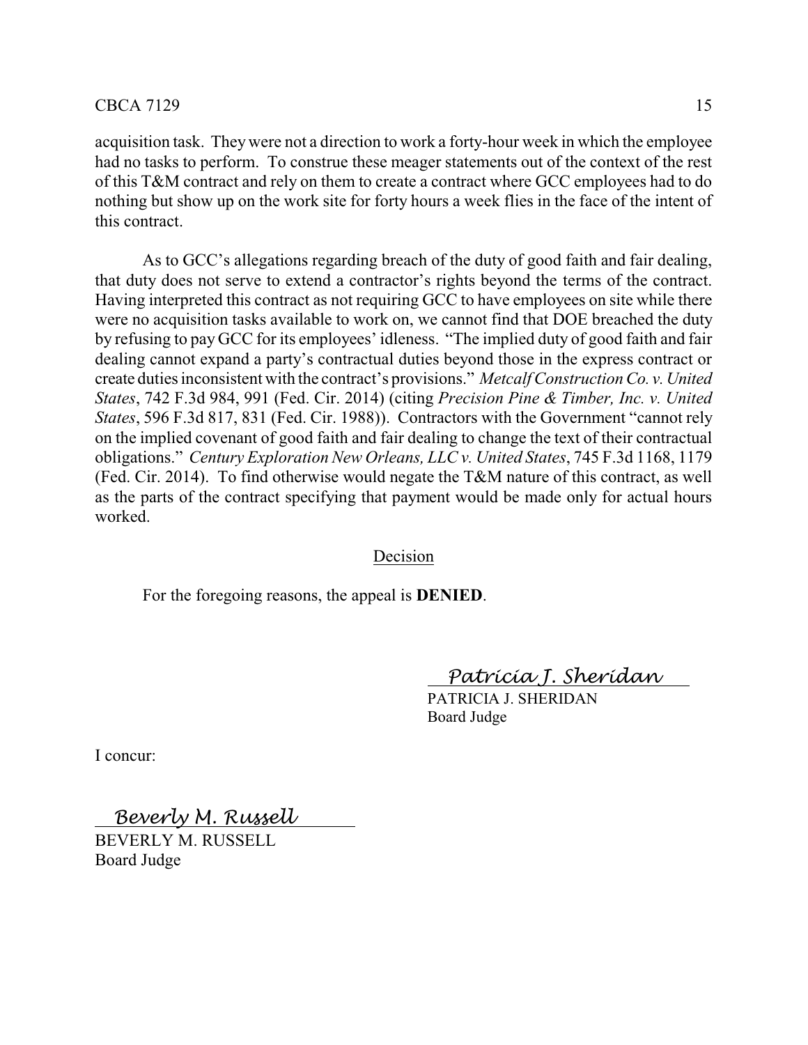acquisition task. They were not a direction to work a forty-hour week in which the employee had no tasks to perform. To construe these meager statements out of the context of the rest of this T&M contract and rely on them to create a contract where GCC employees had to do nothing but show up on the work site for forty hours a week flies in the face of the intent of this contract.

As to GCC's allegations regarding breach of the duty of good faith and fair dealing, that duty does not serve to extend a contractor's rights beyond the terms of the contract. Having interpreted this contract as not requiring GCC to have employees on site while there were no acquisition tasks available to work on, we cannot find that DOE breached the duty by refusing to pay GCC for its employees' idleness. "The implied duty of good faith and fair dealing cannot expand a party's contractual duties beyond those in the express contract or create duties inconsistent with the contract's provisions." *Metcalf Construction Co. v. United States*, 742 F.3d 984, 991 (Fed. Cir. 2014) (citing *Precision Pine & Timber, Inc. v. United States*, 596 F.3d 817, 831 (Fed. Cir. 1988)). Contractors with the Government "cannot rely on the implied covenant of good faith and fair dealing to change the text of their contractual obligations." *Century Exploration New Orleans, LLC v. United States*, 745 F.3d 1168, 1179 (Fed. Cir. 2014). To find otherwise would negate the T&M nature of this contract, as well as the parts of the contract specifying that payment would be made only for actual hours worked.

## Decision

For the foregoing reasons, the appeal is **DENIED**.

*Patricia J. Sheridan*
PATRICIA J. SHERIDAN
Board Judge

I concur:

*Beverly M. Russell*
BEVERLY M. RUSSELL
Board Judge